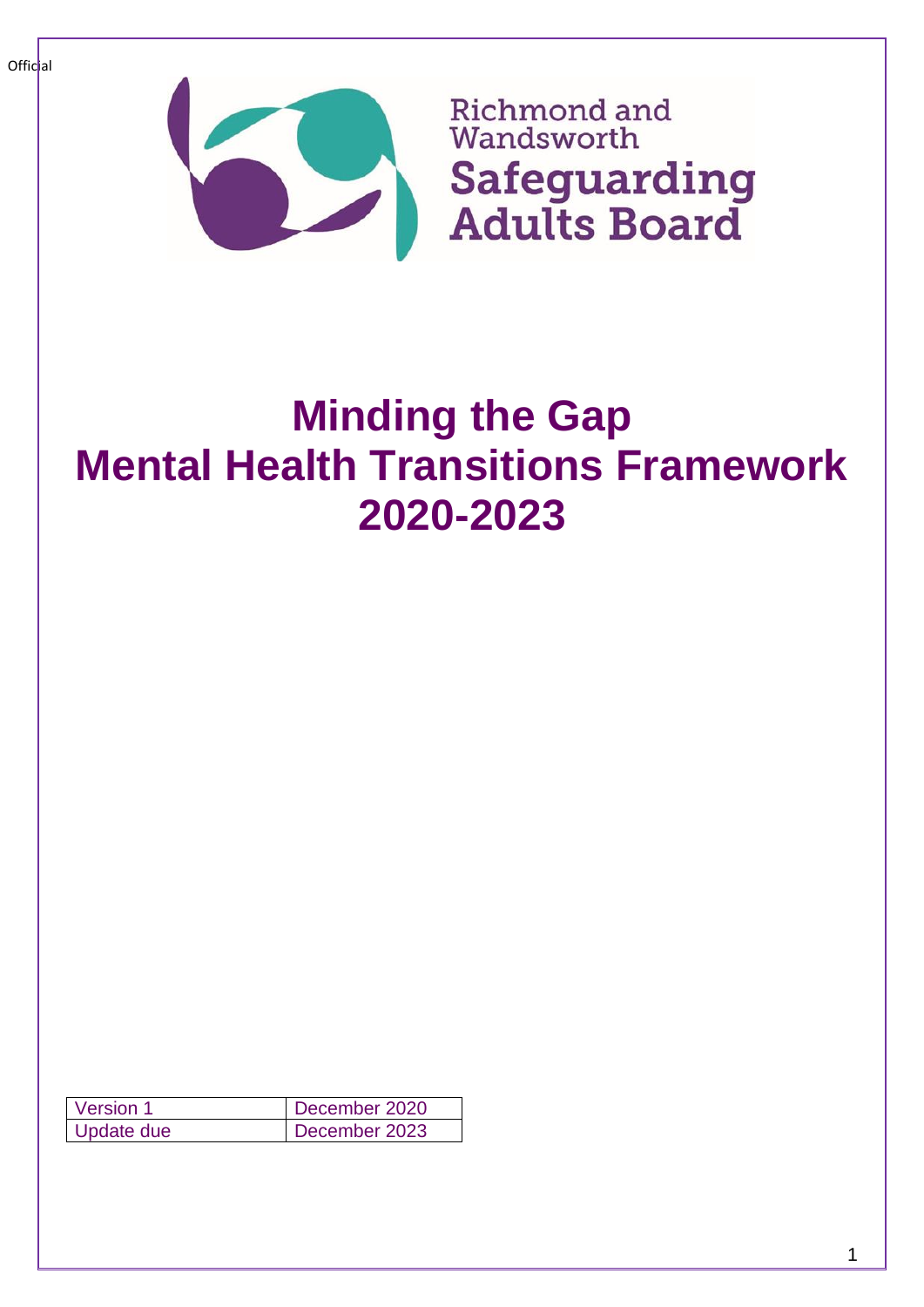Official

Richmond and Wandsworth
**Safeguarding Adults Board**

# Minding the Gap
# Mental Health Transitions Framework 2020-2023

| Version 1 | December 2020 |
| --- | --- |
| Update due | December 2023 |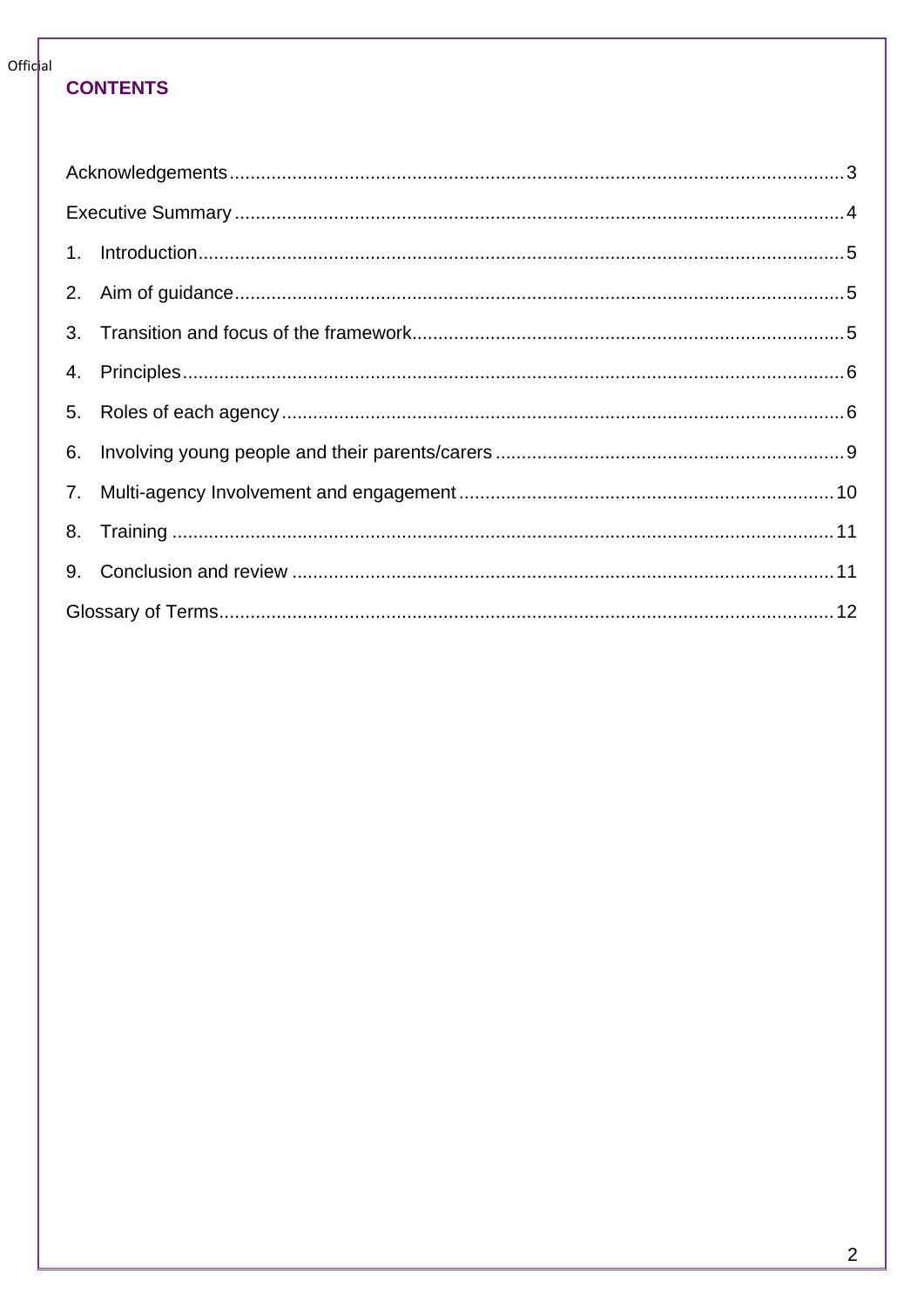## CONTENTS

Acknowledgements ........ 3

Executive Summary ........ 4

1. Introduction ........ 5
2. Aim of guidance ........ 5
3. Transition and focus of the framework ........ 5
4. Principles ........ 6
5. Roles of each agency ........ 6
6. Involving young people and their parents/carers ........ 9
7. Multi-agency Involvement and engagement ........ 10
8. Training ........ 11
9. Conclusion and review ........ 11

Glossary of Terms ........ 12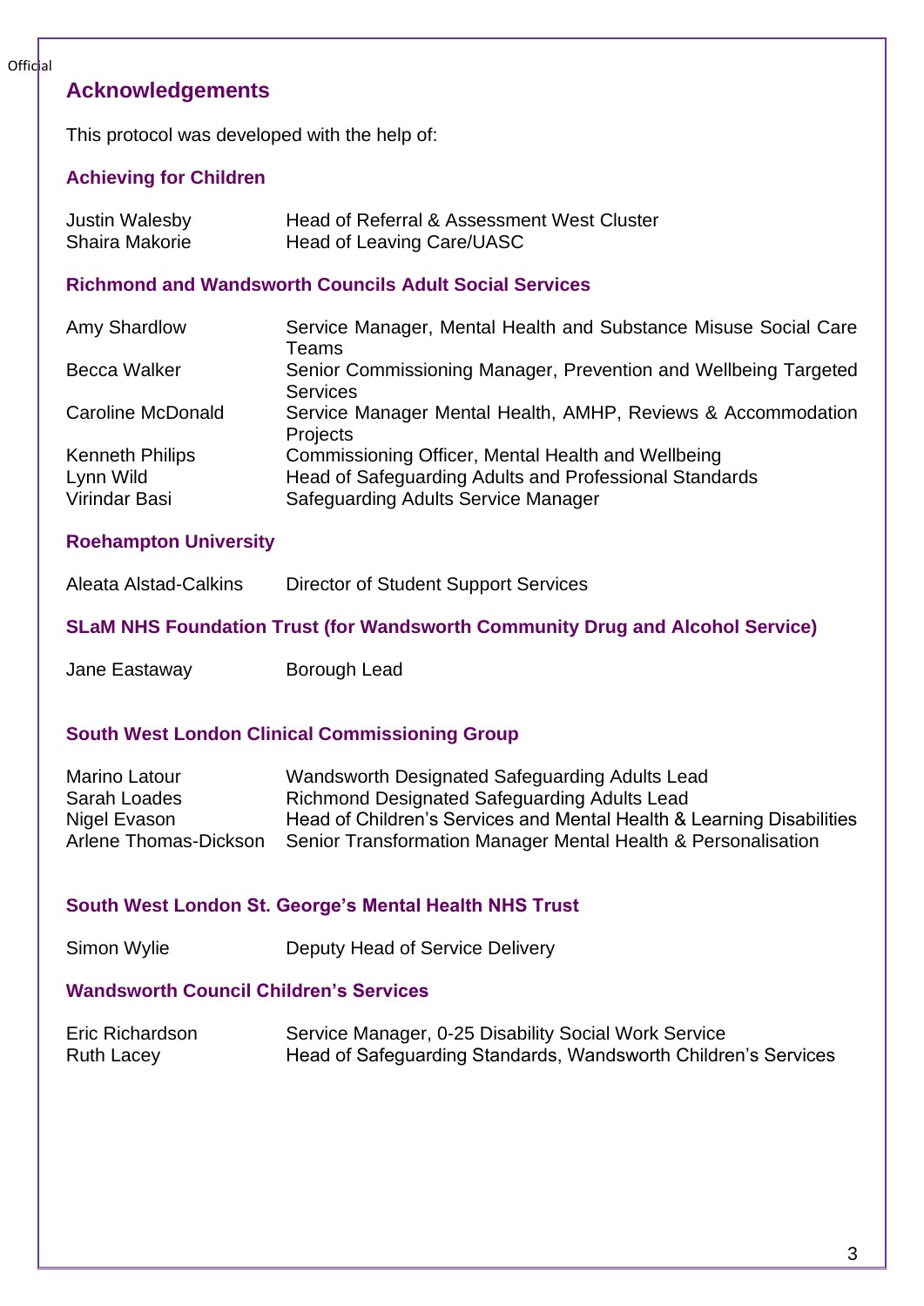## Acknowledgements

This protocol was developed with the help of:

### Achieving for Children

| | |
|---|---|
| Justin Walesby | Head of Referral & Assessment West Cluster |
| Shaira Makorie | Head of Leaving Care/UASC |

### Richmond and Wandsworth Councils Adult Social Services

| | |
|---|---|
| Amy Shardlow | Service Manager, Mental Health and Substance Misuse Social Care Teams |
| Becca Walker | Senior Commissioning Manager, Prevention and Wellbeing Targeted Services |
| Caroline McDonald | Service Manager Mental Health, AMHP, Reviews & Accommodation Projects |
| Kenneth Philips | Commissioning Officer, Mental Health and Wellbeing |
| Lynn Wild | Head of Safeguarding Adults and Professional Standards |
| Virindar Basi | Safeguarding Adults Service Manager |

### Roehampton University

| | |
|---|---|
| Aleata Alstad-Calkins | Director of Student Support Services |

### SLaM NHS Foundation Trust (for Wandsworth Community Drug and Alcohol Service)

| | |
|---|---|
| Jane Eastaway | Borough Lead |

### South West London Clinical Commissioning Group

| | |
|---|---|
| Marino Latour | Wandsworth Designated Safeguarding Adults Lead |
| Sarah Loades | Richmond Designated Safeguarding Adults Lead |
| Nigel Evason | Head of Children's Services and Mental Health & Learning Disabilities |
| Arlene Thomas-Dickson | Senior Transformation Manager Mental Health & Personalisation |

### South West London St. George's Mental Health NHS Trust

| | |
|---|---|
| Simon Wylie | Deputy Head of Service Delivery |

### Wandsworth Council Children's Services

| | |
|---|---|
| Eric Richardson | Service Manager, 0-25 Disability Social Work Service |
| Ruth Lacey | Head of Safeguarding Standards, Wandsworth Children's Services |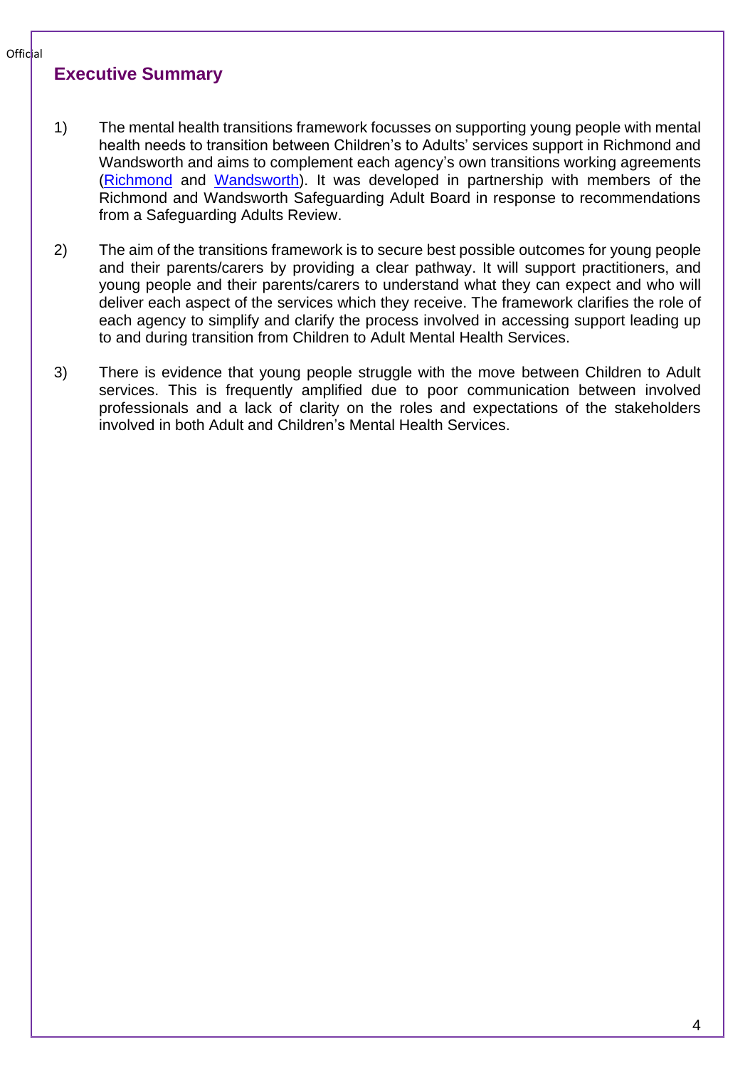## Executive Summary

1) The mental health transitions framework focusses on supporting young people with mental health needs to transition between Children's to Adults' services support in Richmond and Wandsworth and aims to complement each agency's own transitions working agreements (Richmond and Wandsworth). It was developed in partnership with members of the Richmond and Wandsworth Safeguarding Adult Board in response to recommendations from a Safeguarding Adults Review.

2) The aim of the transitions framework is to secure best possible outcomes for young people and their parents/carers by providing a clear pathway. It will support practitioners, and young people and their parents/carers to understand what they can expect and who will deliver each aspect of the services which they receive. The framework clarifies the role of each agency to simplify and clarify the process involved in accessing support leading up to and during transition from Children to Adult Mental Health Services.

3) There is evidence that young people struggle with the move between Children to Adult services. This is frequently amplified due to poor communication between involved professionals and a lack of clarity on the roles and expectations of the stakeholders involved in both Adult and Children's Mental Health Services.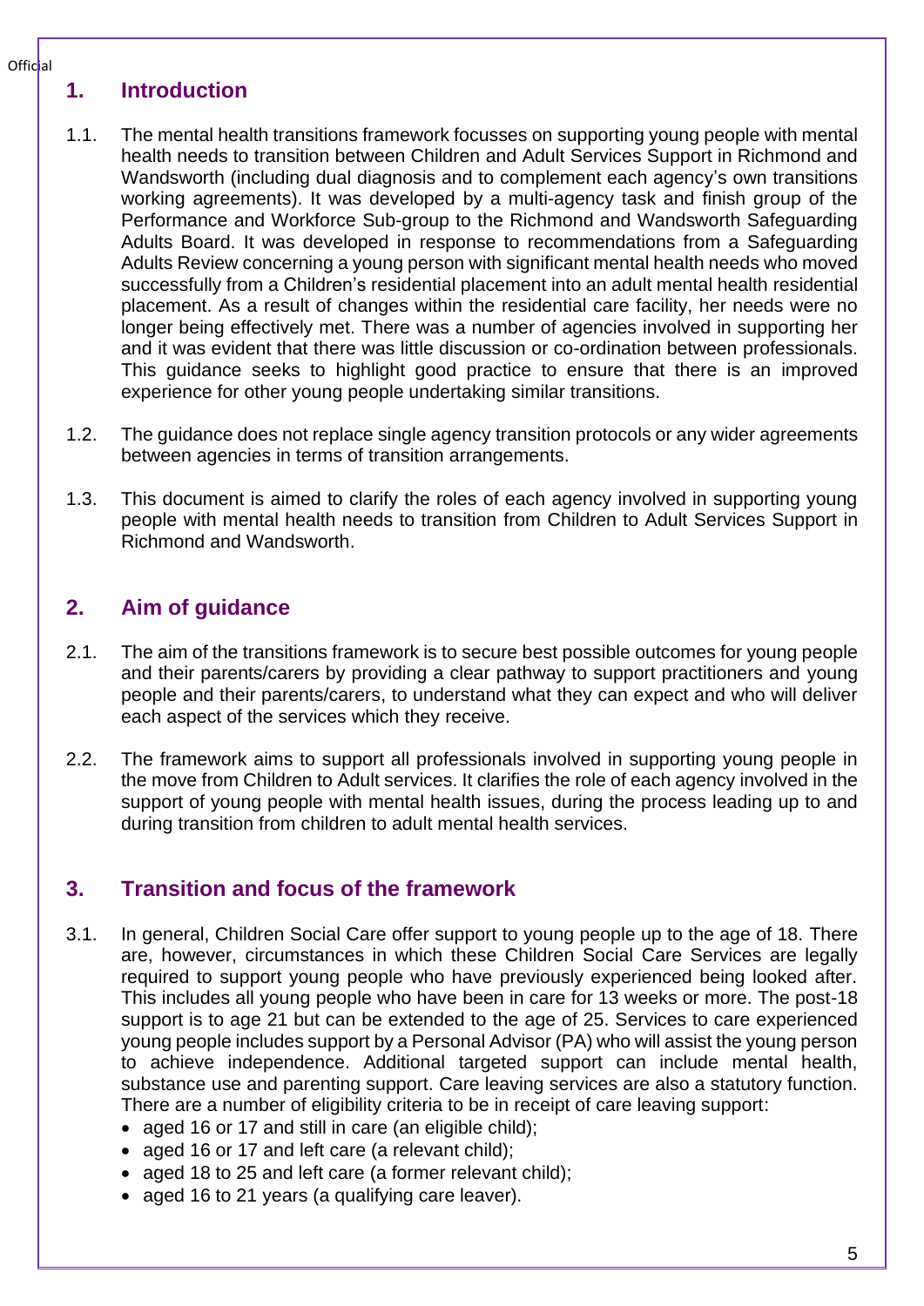## 1. Introduction

1.1. The mental health transitions framework focusses on supporting young people with mental health needs to transition between Children and Adult Services Support in Richmond and Wandsworth (including dual diagnosis and to complement each agency's own transitions working agreements). It was developed by a multi-agency task and finish group of the Performance and Workforce Sub-group to the Richmond and Wandsworth Safeguarding Adults Board. It was developed in response to recommendations from a Safeguarding Adults Review concerning a young person with significant mental health needs who moved successfully from a Children's residential placement into an adult mental health residential placement. As a result of changes within the residential care facility, her needs were no longer being effectively met. There was a number of agencies involved in supporting her and it was evident that there was little discussion or co-ordination between professionals. This guidance seeks to highlight good practice to ensure that there is an improved experience for other young people undertaking similar transitions.

1.2. The guidance does not replace single agency transition protocols or any wider agreements between agencies in terms of transition arrangements.

1.3. This document is aimed to clarify the roles of each agency involved in supporting young people with mental health needs to transition from Children to Adult Services Support in Richmond and Wandsworth.

## 2. Aim of guidance

2.1. The aim of the transitions framework is to secure best possible outcomes for young people and their parents/carers by providing a clear pathway to support practitioners and young people and their parents/carers, to understand what they can expect and who will deliver each aspect of the services which they receive.

2.2. The framework aims to support all professionals involved in supporting young people in the move from Children to Adult services. It clarifies the role of each agency involved in the support of young people with mental health issues, during the process leading up to and during transition from children to adult mental health services.

## 3. Transition and focus of the framework

3.1. In general, Children Social Care offer support to young people up to the age of 18. There are, however, circumstances in which these Children Social Care Services are legally required to support young people who have previously experienced being looked after. This includes all young people who have been in care for 13 weeks or more. The post-18 support is to age 21 but can be extended to the age of 25. Services to care experienced young people includes support by a Personal Advisor (PA) who will assist the young person to achieve independence. Additional targeted support can include mental health, substance use and parenting support. Care leaving services are also a statutory function. There are a number of eligibility criteria to be in receipt of care leaving support:

- aged 16 or 17 and still in care (an eligible child);
- aged 16 or 17 and left care (a relevant child);
- aged 18 to 25 and left care (a former relevant child);
- aged 16 to 21 years (a qualifying care leaver).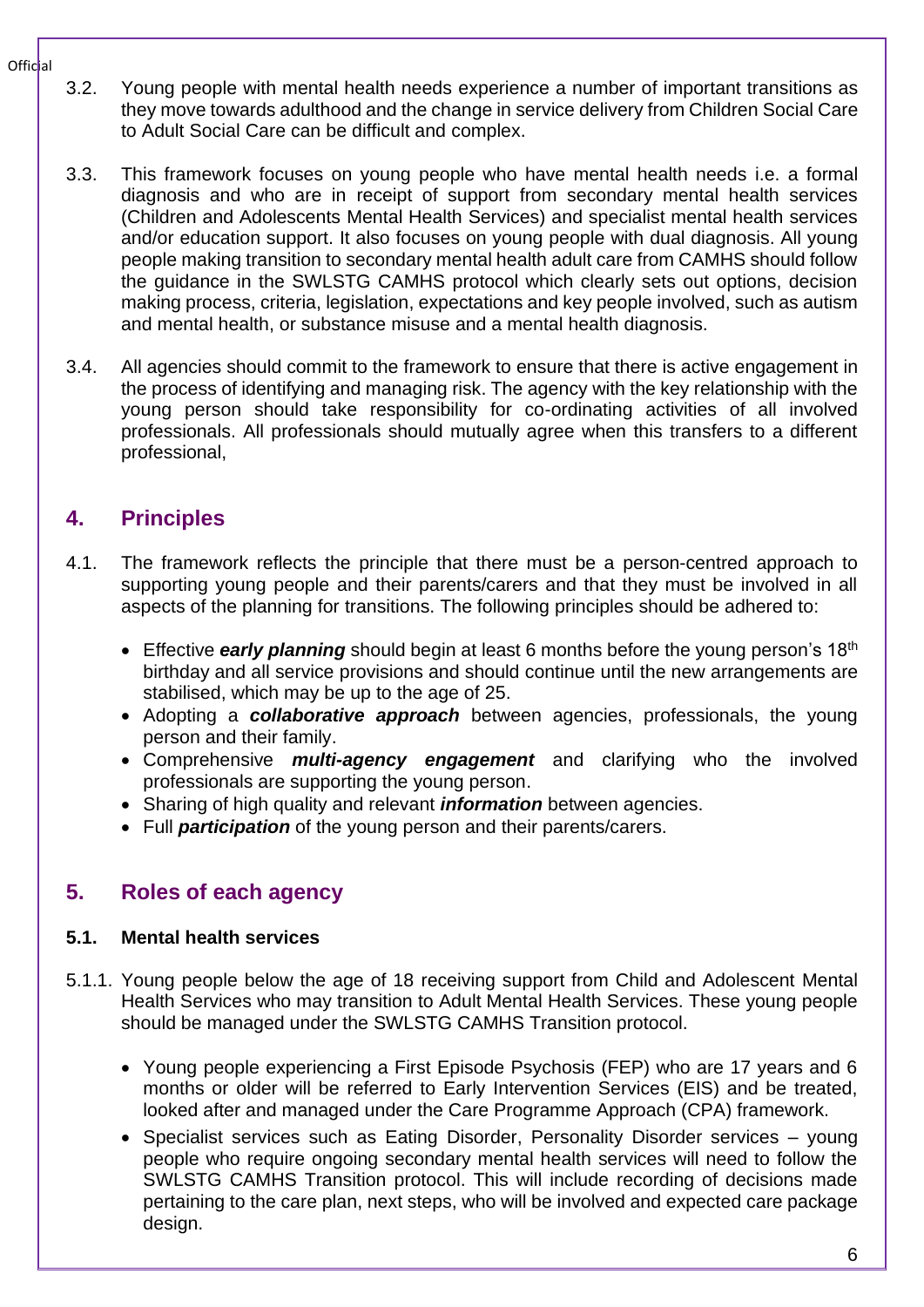3.2. Young people with mental health needs experience a number of important transitions as they move towards adulthood and the change in service delivery from Children Social Care to Adult Social Care can be difficult and complex.

3.3. This framework focuses on young people who have mental health needs i.e. a formal diagnosis and who are in receipt of support from secondary mental health services (Children and Adolescents Mental Health Services) and specialist mental health services and/or education support. It also focuses on young people with dual diagnosis. All young people making transition to secondary mental health adult care from CAMHS should follow the guidance in the SWLSTG CAMHS protocol which clearly sets out options, decision making process, criteria, legislation, expectations and key people involved, such as autism and mental health, or substance misuse and a mental health diagnosis.

3.4. All agencies should commit to the framework to ensure that there is active engagement in the process of identifying and managing risk. The agency with the key relationship with the young person should take responsibility for co-ordinating activities of all involved professionals. All professionals should mutually agree when this transfers to a different professional,

## 4. Principles

4.1. The framework reflects the principle that there must be a person-centred approach to supporting young people and their parents/carers and that they must be involved in all aspects of the planning for transitions. The following principles should be adhered to:

- Effective ***early planning*** should begin at least 6 months before the young person's 18th birthday and all service provisions and should continue until the new arrangements are stabilised, which may be up to the age of 25.
- Adopting a ***collaborative approach*** between agencies, professionals, the young person and their family.
- Comprehensive ***multi-agency engagement*** and clarifying who the involved professionals are supporting the young person.
- Sharing of high quality and relevant ***information*** between agencies.
- Full ***participation*** of the young person and their parents/carers.

## 5. Roles of each agency

### 5.1. Mental health services

5.1.1. Young people below the age of 18 receiving support from Child and Adolescent Mental Health Services who may transition to Adult Mental Health Services. These young people should be managed under the SWLSTG CAMHS Transition protocol.

- Young people experiencing a First Episode Psychosis (FEP) who are 17 years and 6 months or older will be referred to Early Intervention Services (EIS) and be treated, looked after and managed under the Care Programme Approach (CPA) framework.
- Specialist services such as Eating Disorder, Personality Disorder services – young people who require ongoing secondary mental health services will need to follow the SWLSTG CAMHS Transition protocol. This will include recording of decisions made pertaining to the care plan, next steps, who will be involved and expected care package design.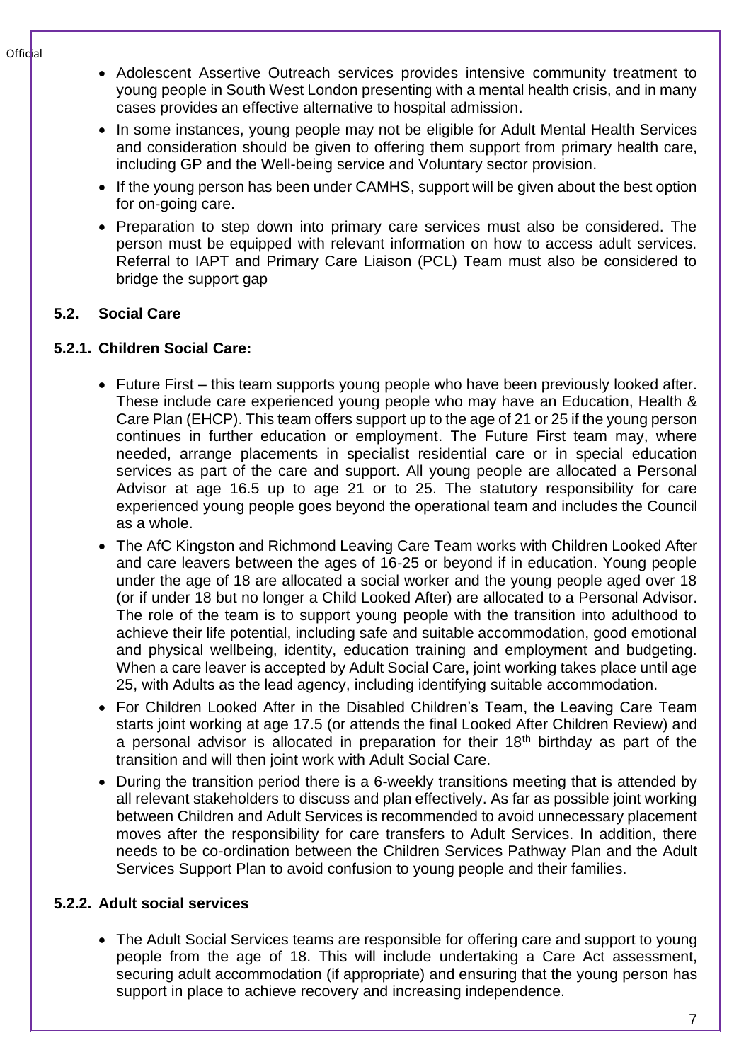- Adolescent Assertive Outreach services provides intensive community treatment to young people in South West London presenting with a mental health crisis, and in many cases provides an effective alternative to hospital admission.
- In some instances, young people may not be eligible for Adult Mental Health Services and consideration should be given to offering them support from primary health care, including GP and the Well-being service and Voluntary sector provision.
- If the young person has been under CAMHS, support will be given about the best option for on-going care.
- Preparation to step down into primary care services must also be considered. The person must be equipped with relevant information on how to access adult services. Referral to IAPT and Primary Care Liaison (PCL) Team must also be considered to bridge the support gap

### 5.2. Social Care

#### 5.2.1. Children Social Care:

- Future First – this team supports young people who have been previously looked after. These include care experienced young people who may have an Education, Health & Care Plan (EHCP). This team offers support up to the age of 21 or 25 if the young person continues in further education or employment. The Future First team may, where needed, arrange placements in specialist residential care or in special education services as part of the care and support. All young people are allocated a Personal Advisor at age 16.5 up to age 21 or to 25. The statutory responsibility for care experienced young people goes beyond the operational team and includes the Council as a whole.
- The AfC Kingston and Richmond Leaving Care Team works with Children Looked After and care leavers between the ages of 16-25 or beyond if in education. Young people under the age of 18 are allocated a social worker and the young people aged over 18 (or if under 18 but no longer a Child Looked After) are allocated to a Personal Advisor. The role of the team is to support young people with the transition into adulthood to achieve their life potential, including safe and suitable accommodation, good emotional and physical wellbeing, identity, education training and employment and budgeting. When a care leaver is accepted by Adult Social Care, joint working takes place until age 25, with Adults as the lead agency, including identifying suitable accommodation.
- For Children Looked After in the Disabled Children's Team, the Leaving Care Team starts joint working at age 17.5 (or attends the final Looked After Children Review) and a personal advisor is allocated in preparation for their 18th birthday as part of the transition and will then joint work with Adult Social Care.
- During the transition period there is a 6-weekly transitions meeting that is attended by all relevant stakeholders to discuss and plan effectively. As far as possible joint working between Children and Adult Services is recommended to avoid unnecessary placement moves after the responsibility for care transfers to Adult Services. In addition, there needs to be co-ordination between the Children Services Pathway Plan and the Adult Services Support Plan to avoid confusion to young people and their families.

#### 5.2.2. Adult social services

- The Adult Social Services teams are responsible for offering care and support to young people from the age of 18. This will include undertaking a Care Act assessment, securing adult accommodation (if appropriate) and ensuring that the young person has support in place to achieve recovery and increasing independence.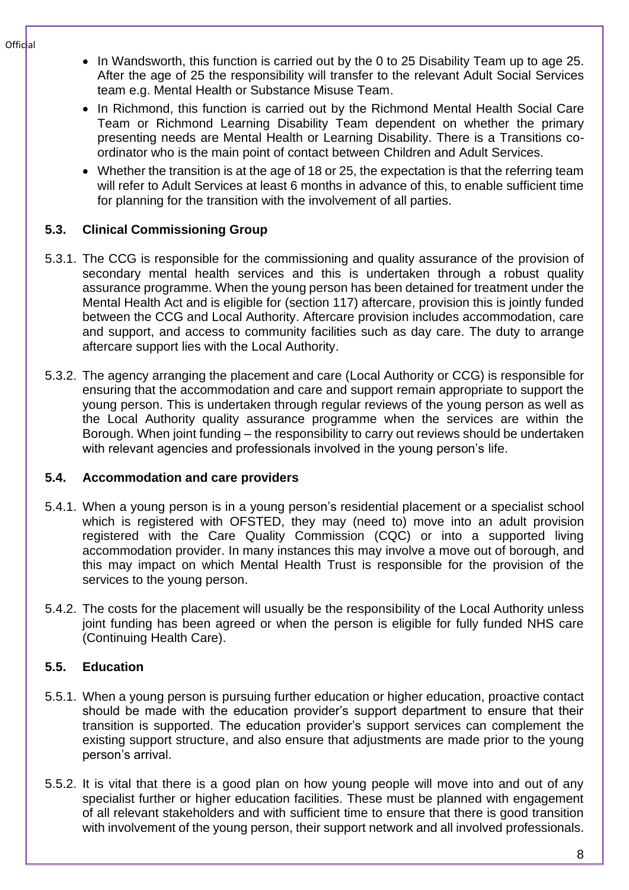- In Wandsworth, this function is carried out by the 0 to 25 Disability Team up to age 25. After the age of 25 the responsibility will transfer to the relevant Adult Social Services team e.g. Mental Health or Substance Misuse Team.
- In Richmond, this function is carried out by the Richmond Mental Health Social Care Team or Richmond Learning Disability Team dependent on whether the primary presenting needs are Mental Health or Learning Disability. There is a Transitions co-ordinator who is the main point of contact between Children and Adult Services.
- Whether the transition is at the age of 18 or 25, the expectation is that the referring team will refer to Adult Services at least 6 months in advance of this, to enable sufficient time for planning for the transition with the involvement of all parties.

### 5.3. Clinical Commissioning Group

5.3.1. The CCG is responsible for the commissioning and quality assurance of the provision of secondary mental health services and this is undertaken through a robust quality assurance programme. When the young person has been detained for treatment under the Mental Health Act and is eligible for (section 117) aftercare, provision this is jointly funded between the CCG and Local Authority. Aftercare provision includes accommodation, care and support, and access to community facilities such as day care. The duty to arrange aftercare support lies with the Local Authority.

5.3.2. The agency arranging the placement and care (Local Authority or CCG) is responsible for ensuring that the accommodation and care and support remain appropriate to support the young person. This is undertaken through regular reviews of the young person as well as the Local Authority quality assurance programme when the services are within the Borough. When joint funding – the responsibility to carry out reviews should be undertaken with relevant agencies and professionals involved in the young person's life.

### 5.4. Accommodation and care providers

5.4.1. When a young person is in a young person's residential placement or a specialist school which is registered with OFSTED, they may (need to) move into an adult provision registered with the Care Quality Commission (CQC) or into a supported living accommodation provider. In many instances this may involve a move out of borough, and this may impact on which Mental Health Trust is responsible for the provision of the services to the young person.

5.4.2. The costs for the placement will usually be the responsibility of the Local Authority unless joint funding has been agreed or when the person is eligible for fully funded NHS care (Continuing Health Care).

### 5.5. Education

5.5.1. When a young person is pursuing further education or higher education, proactive contact should be made with the education provider's support department to ensure that their transition is supported. The education provider's support services can complement the existing support structure, and also ensure that adjustments are made prior to the young person's arrival.

5.5.2. It is vital that there is a good plan on how young people will move into and out of any specialist further or higher education facilities. These must be planned with engagement of all relevant stakeholders and with sufficient time to ensure that there is good transition with involvement of the young person, their support network and all involved professionals.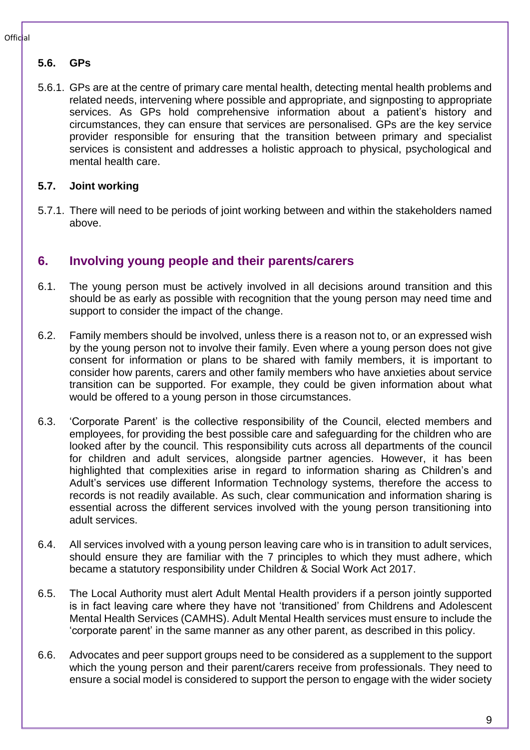### 5.6. GPs

5.6.1. GPs are at the centre of primary care mental health, detecting mental health problems and related needs, intervening where possible and appropriate, and signposting to appropriate services. As GPs hold comprehensive information about a patient's history and circumstances, they can ensure that services are personalised. GPs are the key service provider responsible for ensuring that the transition between primary and specialist services is consistent and addresses a holistic approach to physical, psychological and mental health care.

### 5.7. Joint working

5.7.1. There will need to be periods of joint working between and within the stakeholders named above.

## 6. Involving young people and their parents/carers

6.1. The young person must be actively involved in all decisions around transition and this should be as early as possible with recognition that the young person may need time and support to consider the impact of the change.

6.2. Family members should be involved, unless there is a reason not to, or an expressed wish by the young person not to involve their family. Even where a young person does not give consent for information or plans to be shared with family members, it is important to consider how parents, carers and other family members who have anxieties about service transition can be supported. For example, they could be given information about what would be offered to a young person in those circumstances.

6.3. 'Corporate Parent' is the collective responsibility of the Council, elected members and employees, for providing the best possible care and safeguarding for the children who are looked after by the council. This responsibility cuts across all departments of the council for children and adult services, alongside partner agencies. However, it has been highlighted that complexities arise in regard to information sharing as Children's and Adult's services use different Information Technology systems, therefore the access to records is not readily available. As such, clear communication and information sharing is essential across the different services involved with the young person transitioning into adult services.

6.4. All services involved with a young person leaving care who is in transition to adult services, should ensure they are familiar with the 7 principles to which they must adhere, which became a statutory responsibility under Children & Social Work Act 2017.

6.5. The Local Authority must alert Adult Mental Health providers if a person jointly supported is in fact leaving care where they have not 'transitioned' from Childrens and Adolescent Mental Health Services (CAMHS). Adult Mental Health services must ensure to include the 'corporate parent' in the same manner as any other parent, as described in this policy.

6.6. Advocates and peer support groups need to be considered as a supplement to the support which the young person and their parent/carers receive from professionals. They need to ensure a social model is considered to support the person to engage with the wider society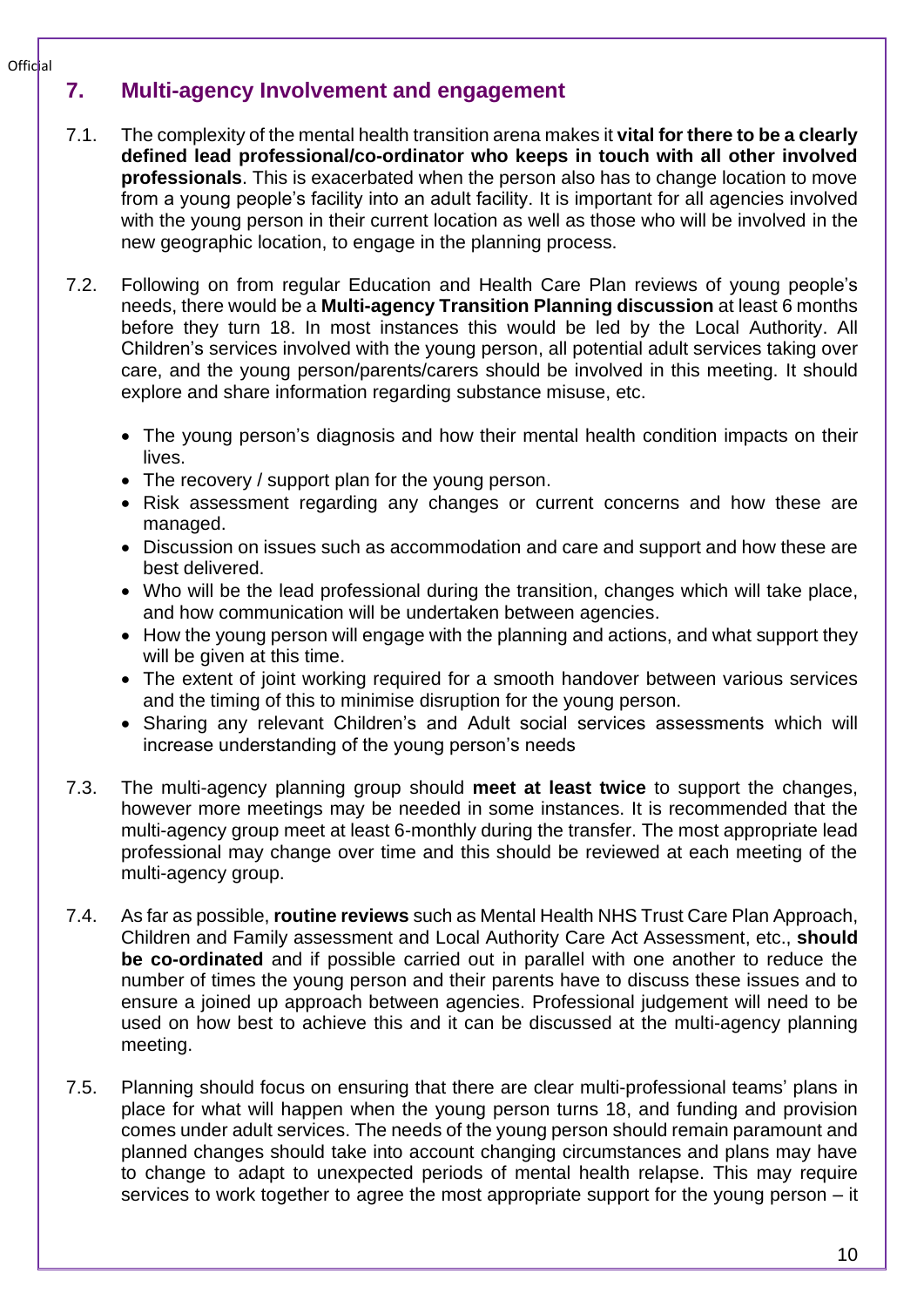## 7. Multi-agency Involvement and engagement

7.1. The complexity of the mental health transition arena makes it **vital for there to be a clearly defined lead professional/co-ordinator who keeps in touch with all other involved professionals**. This is exacerbated when the person also has to change location to move from a young people's facility into an adult facility. It is important for all agencies involved with the young person in their current location as well as those who will be involved in the new geographic location, to engage in the planning process.

7.2. Following on from regular Education and Health Care Plan reviews of young people's needs, there would be a **Multi-agency Transition Planning discussion** at least 6 months before they turn 18. In most instances this would be led by the Local Authority. All Children's services involved with the young person, all potential adult services taking over care, and the young person/parents/carers should be involved in this meeting. It should explore and share information regarding substance misuse, etc.

- The young person's diagnosis and how their mental health condition impacts on their lives.
- The recovery / support plan for the young person.
- Risk assessment regarding any changes or current concerns and how these are managed.
- Discussion on issues such as accommodation and care and support and how these are best delivered.
- Who will be the lead professional during the transition, changes which will take place, and how communication will be undertaken between agencies.
- How the young person will engage with the planning and actions, and what support they will be given at this time.
- The extent of joint working required for a smooth handover between various services and the timing of this to minimise disruption for the young person.
- Sharing any relevant Children's and Adult social services assessments which will increase understanding of the young person's needs

7.3. The multi-agency planning group should **meet at least twice** to support the changes, however more meetings may be needed in some instances. It is recommended that the multi-agency group meet at least 6-monthly during the transfer. The most appropriate lead professional may change over time and this should be reviewed at each meeting of the multi-agency group.

7.4. As far as possible, **routine reviews** such as Mental Health NHS Trust Care Plan Approach, Children and Family assessment and Local Authority Care Act Assessment, etc., **should be co-ordinated** and if possible carried out in parallel with one another to reduce the number of times the young person and their parents have to discuss these issues and to ensure a joined up approach between agencies. Professional judgement will need to be used on how best to achieve this and it can be discussed at the multi-agency planning meeting.

7.5. Planning should focus on ensuring that there are clear multi-professional teams' plans in place for what will happen when the young person turns 18, and funding and provision comes under adult services. The needs of the young person should remain paramount and planned changes should take into account changing circumstances and plans may have to change to adapt to unexpected periods of mental health relapse. This may require services to work together to agree the most appropriate support for the young person – it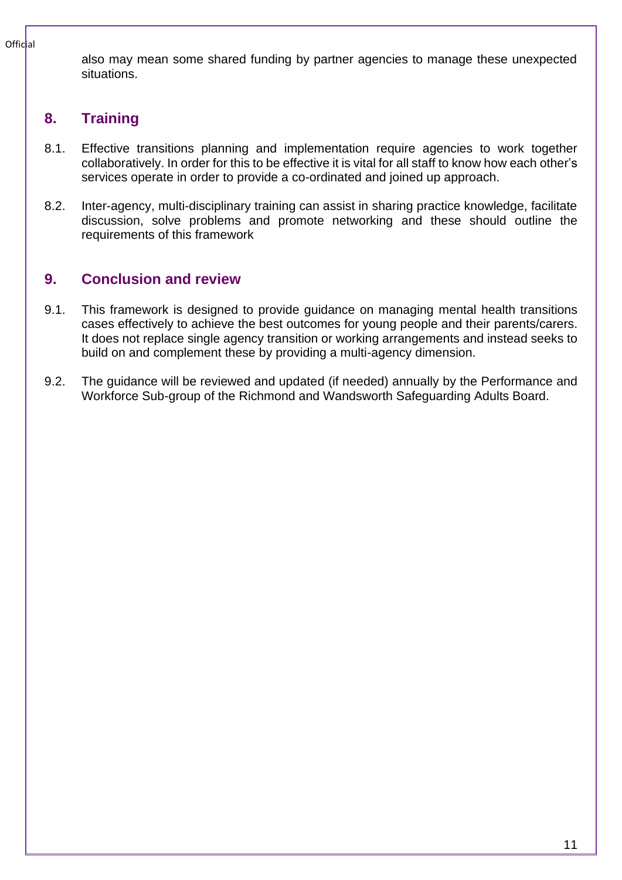also may mean some shared funding by partner agencies to manage these unexpected situations.

## 8. Training

8.1. Effective transitions planning and implementation require agencies to work together collaboratively. In order for this to be effective it is vital for all staff to know how each other's services operate in order to provide a co-ordinated and joined up approach.

8.2. Inter-agency, multi-disciplinary training can assist in sharing practice knowledge, facilitate discussion, solve problems and promote networking and these should outline the requirements of this framework

## 9. Conclusion and review

9.1. This framework is designed to provide guidance on managing mental health transitions cases effectively to achieve the best outcomes for young people and their parents/carers. It does not replace single agency transition or working arrangements and instead seeks to build on and complement these by providing a multi-agency dimension.

9.2. The guidance will be reviewed and updated (if needed) annually by the Performance and Workforce Sub-group of the Richmond and Wandsworth Safeguarding Adults Board.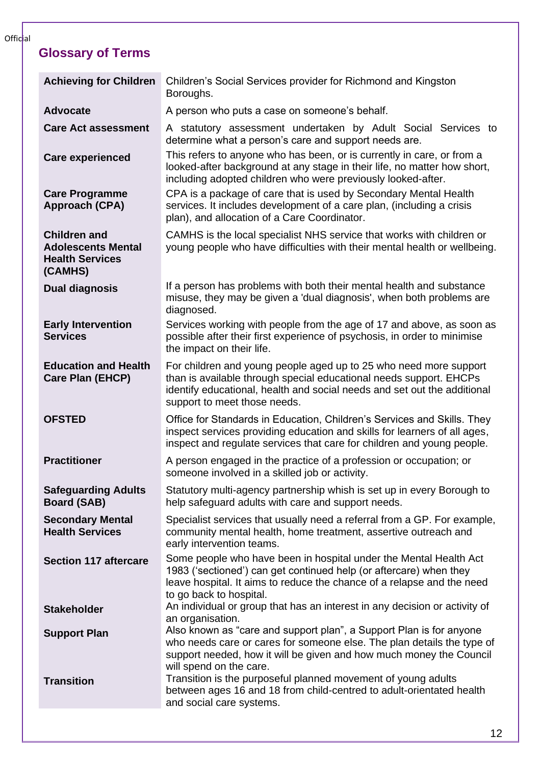## Glossary of Terms

| | |
|---|---|
| **Achieving for Children** | Children's Social Services provider for Richmond and Kingston Boroughs. |
| **Advocate** | A person who puts a case on someone's behalf. |
| **Care Act assessment** | A statutory assessment undertaken by Adult Social Services to determine what a person's care and support needs are. |
| **Care experienced** | This refers to anyone who has been, or is currently in care, or from a looked-after background at any stage in their life, no matter how short, including adopted children who were previously looked-after. |
| **Care Programme Approach (CPA)** | CPA is a package of care that is used by Secondary Mental Health services. It includes development of a care plan, (including a crisis plan), and allocation of a Care Coordinator. |
| **Children and Adolescents Mental Health Services (CAMHS)** | CAMHS is the local specialist NHS service that works with children or young people who have difficulties with their mental health or wellbeing. |
| **Dual diagnosis** | If a person has problems with both their mental health and substance misuse, they may be given a 'dual diagnosis', when both problems are diagnosed. |
| **Early Intervention Services** | Services working with people from the age of 17 and above, as soon as possible after their first experience of psychosis, in order to minimise the impact on their life. |
| **Education and Health Care Plan (EHCP)** | For children and young people aged up to 25 who need more support than is available through special educational needs support. EHCPs identify educational, health and social needs and set out the additional support to meet those needs. |
| **OFSTED** | Office for Standards in Education, Children's Services and Skills. They inspect services providing education and skills for learners of all ages, inspect and regulate services that care for children and young people. |
| **Practitioner** | A person engaged in the practice of a profession or occupation; or someone involved in a skilled job or activity. |
| **Safeguarding Adults Board (SAB)** | Statutory multi-agency partnership whish is set up in every Borough to help safeguard adults with care and support needs. |
| **Secondary Mental Health Services** | Specialist services that usually need a referral from a GP. For example, community mental health, home treatment, assertive outreach and early intervention teams. |
| **Section 117 aftercare** | Some people who have been in hospital under the Mental Health Act 1983 ('sectioned') can get continued help (or aftercare) when they leave hospital. It aims to reduce the chance of a relapse and the need to go back to hospital. |
| **Stakeholder** | An individual or group that has an interest in any decision or activity of an organisation. |
| **Support Plan** | Also known as "care and support plan", a Support Plan is for anyone who needs care or cares for someone else. The plan details the type of support needed, how it will be given and how much money the Council will spend on the care. |
| **Transition** | Transition is the purposeful planned movement of young adults between ages 16 and 18 from child-centred to adult-orientated health and social care systems. |